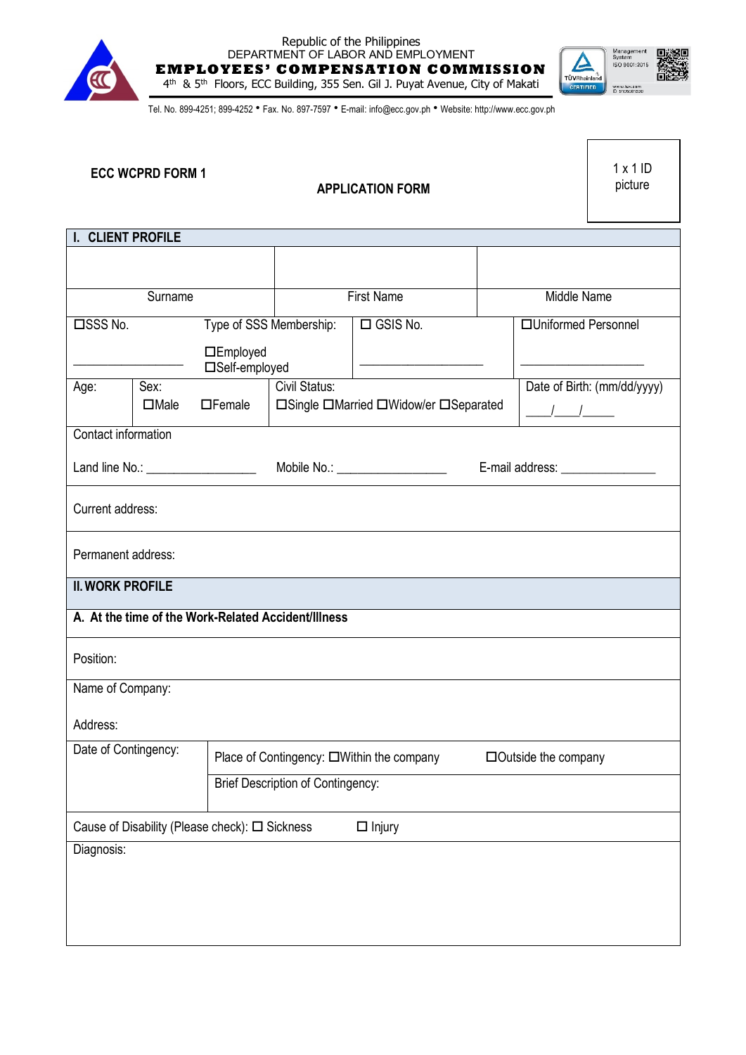Republic of the Philippines
DEPARTMENT OF LABOR AND EMPLOYMENT
**EMPLOYEES' COMPENSATION COMMISSION**
4th & 5th Floors, ECC Building, 355 Sen. Gil J. Puyat Avenue, City of Makati

Tel. No. 899-4251; 899-4252 • Fax. No. 897-7597 • E-mail: info@ecc.gov.ph • Website: http://www.ecc.gov.ph

**ECC WCPRD FORM 1**

1 x 1 ID picture

## APPLICATION FORM

### I. CLIENT PROFILE

| | | |
|---|---|---|
| | | |
| Surname | First Name | Middle Name |

☐SSS No. ____________________

Type of SSS Membership: ☐Employed ☐Self-employed

☐ GSIS No. ____________________

☐Uniformed Personnel ____________________

Age:

Sex: ☐Male ☐Female

Civil Status: ☐Single ☐Married ☐Widow/er ☐Separated

Date of Birth: (mm/dd/yyyy) ____/____/_____

Contact information

Land line No.: ________________ Mobile No.: ________________ E-mail address: _______________

Current address:

Permanent address:

### II. WORK PROFILE

**A. At the time of the Work-Related Accident/Illness**

Position:

Name of Company:

Address:

Date of Contingency:

Place of Contingency: ☐Within the company ☐Outside the company

Brief Description of Contingency:

Cause of Disability (Please check): ☐ Sickness ☐ Injury

Diagnosis: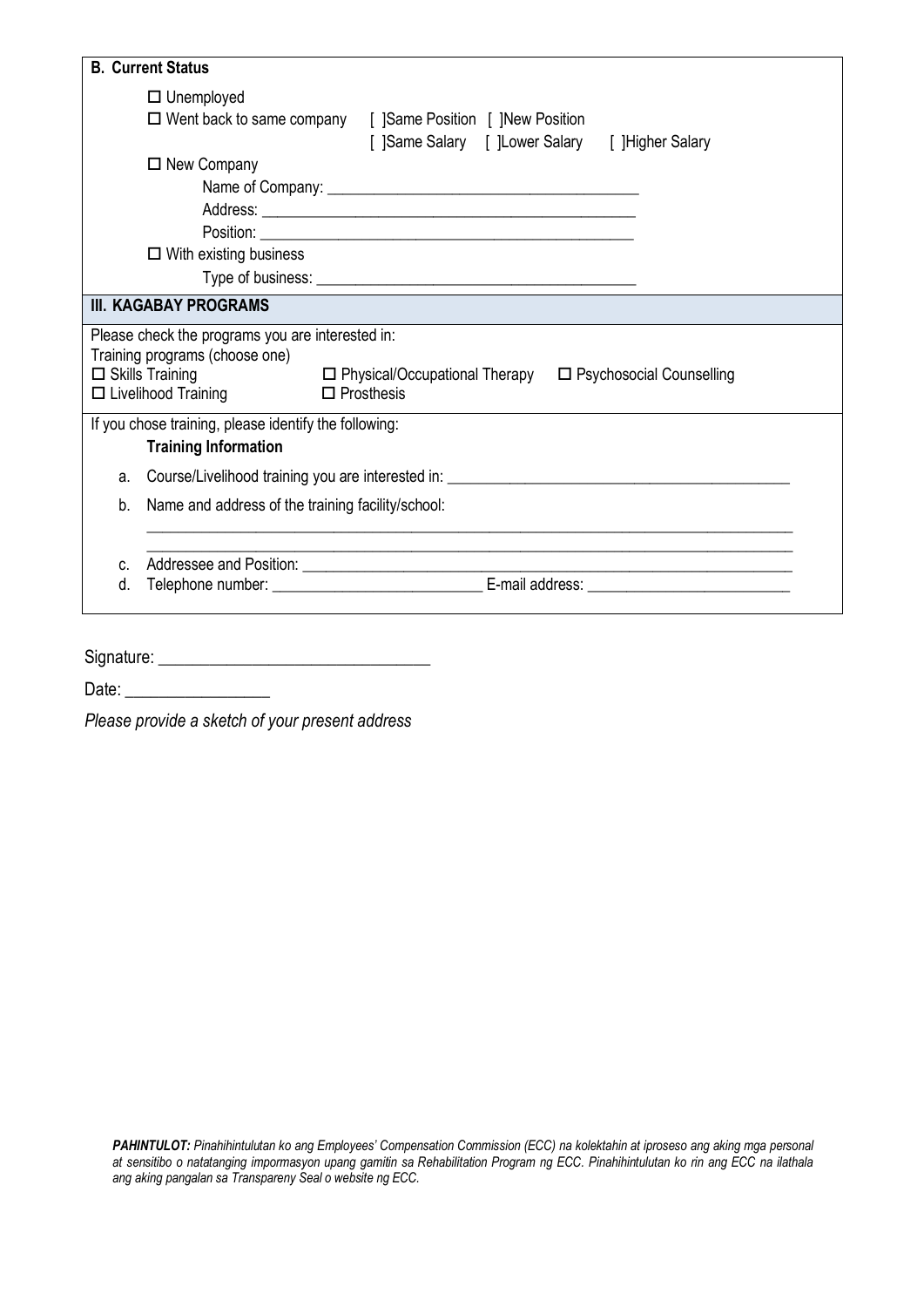**B. Current Status**

☐ Unemployed

☐ Went back to same company [ ]Same Position [ ]New Position

[ ]Same Salary [ ]Lower Salary [ ]Higher Salary

☐ New Company

Name of Company: ________________________________________

Address: ________________________________________________

Position: ________________________________________________

☐ With existing business

Type of business: ________________________________________

## III. KAGABAY PROGRAMS

Please check the programs you are interested in:

Training programs (choose one)

☐ Skills Training ☐ Physical/Occupational Therapy ☐ Psychosocial Counselling

☐ Livelihood Training ☐ Prosthesis

If you chose training, please identify the following:

**Training Information**

a. Course/Livelihood training you are interested in: ________________________________________

b. Name and address of the training facility/school:

________________________________________________________________________________

________________________________________________________________________________

c. Addressee and Position: ________________________________________________________

d. Telephone number: __________________________ E-mail address: _________________________

Signature: ________________________________

Date: _________________

*Please provide a sketch of your present address*

***PAHINTULOT:*** *Pinahihintulutan ko ang Employees' Compensation Commission (ECC) na kolektahin at iproseso ang aking mga personal at sensitibo o natatanging impormasyon upang gamitin sa Rehabilitation Program ng ECC. Pinahihintulutan ko rin ang ECC na ilathala ang aking pangalan sa Transpareny Seal o website ng ECC.*